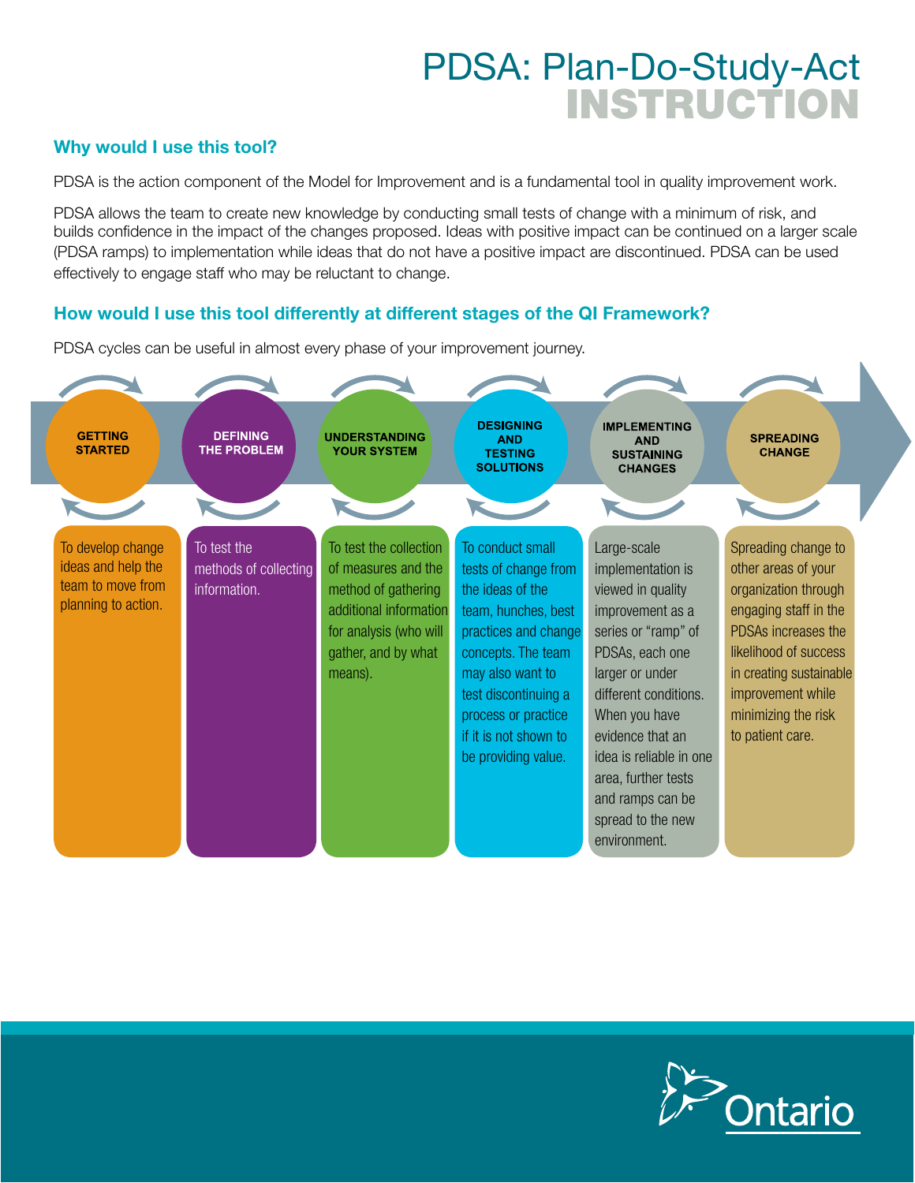# PDSA: Plan-Do-Study-Act INSTRUCTION

## Why would I use this tool?

PDSA is the action component of the Model for Improvement and is a fundamental tool in quality improvement work.

PDSA allows the team to create new knowledge by conducting small tests of change with a minimum of risk, and builds confidence in the impact of the changes proposed. Ideas with positive impact can be continued on a larger scale (PDSA ramps) to implementation while ideas that do not have a positive impact are discontinued. PDSA can be used effectively to engage staff who may be reluctant to change.

## How would I use this tool differently at different stages of the QI Framework?

PDSA cycles can be useful in almost every phase of your improvement journey.

| GETTING STARTED | DEFINING THE PROBLEM | UNDERSTANDING YOUR SYSTEM | DESIGNING AND TESTING SOLUTIONS | IMPLEMENTING AND SUSTAINING CHANGES | SPREADING CHANGE |
|---|---|---|---|---|---|
| To develop change ideas and help the team to move from planning to action. | To test the methods of collecting information. | To test the collection of measures and the method of gathering additional information for analysis (who will gather, and by what means). | To conduct small tests of change from the ideas of the team, hunches, best practices and change concepts. The team may also want to test discontinuing a process or practice if it is not shown to be providing value. | Large-scale implementation is viewed in quality improvement as a series or "ramp" of PDSAs, each one larger or under different conditions. When you have evidence that an idea is reliable in one area, further tests and ramps can be spread to the new environment. | Spreading change to other areas of your organization through engaging staff in the PDSAs increases the likelihood of success in creating sustainable improvement while minimizing the risk to patient care. |

Ontario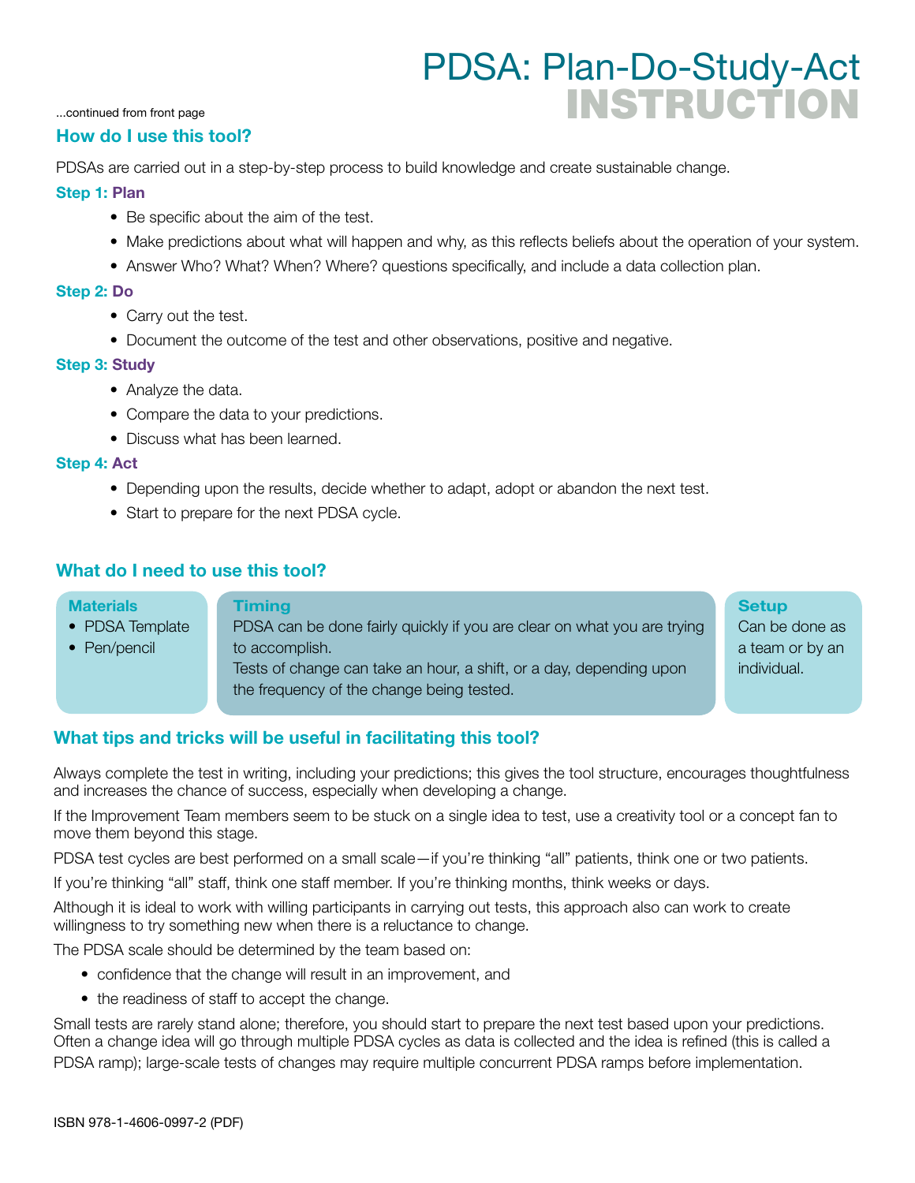# PDSA: Plan-Do-Study-Act INSTRUCTION

...continued from front page

## How do I use this tool?

PDSAs are carried out in a step-by-step process to build knowledge and create sustainable change.

### Step 1: Plan

- Be specific about the aim of the test.
- Make predictions about what will happen and why, as this reflects beliefs about the operation of your system.
- Answer Who? What? When? Where? questions specifically, and include a data collection plan.

### Step 2: Do

- Carry out the test.
- Document the outcome of the test and other observations, positive and negative.

### Step 3: Study

- Analyze the data.
- Compare the data to your predictions.
- Discuss what has been learned.

### Step 4: Act

- Depending upon the results, decide whether to adapt, adopt or abandon the next test.
- Start to prepare for the next PDSA cycle.

## What do I need to use this tool?

**Materials**

- PDSA Template
- Pen/pencil

**Timing**

PDSA can be done fairly quickly if you are clear on what you are trying to accomplish.
Tests of change can take an hour, a shift, or a day, depending upon the frequency of the change being tested.

**Setup**

Can be done as a team or by an individual.

## What tips and tricks will be useful in facilitating this tool?

Always complete the test in writing, including your predictions; this gives the tool structure, encourages thoughtfulness and increases the chance of success, especially when developing a change.

If the Improvement Team members seem to be stuck on a single idea to test, use a creativity tool or a concept fan to move them beyond this stage.

PDSA test cycles are best performed on a small scale—if you're thinking "all" patients, think one or two patients.

If you're thinking "all" staff, think one staff member. If you're thinking months, think weeks or days.

Although it is ideal to work with willing participants in carrying out tests, this approach also can work to create willingness to try something new when there is a reluctance to change.

The PDSA scale should be determined by the team based on:

- confidence that the change will result in an improvement, and
- the readiness of staff to accept the change.

Small tests are rarely stand alone; therefore, you should start to prepare the next test based upon your predictions. Often a change idea will go through multiple PDSA cycles as data is collected and the idea is refined (this is called a PDSA ramp); large-scale tests of changes may require multiple concurrent PDSA ramps before implementation.

ISBN 978-1-4606-0997-2 (PDF)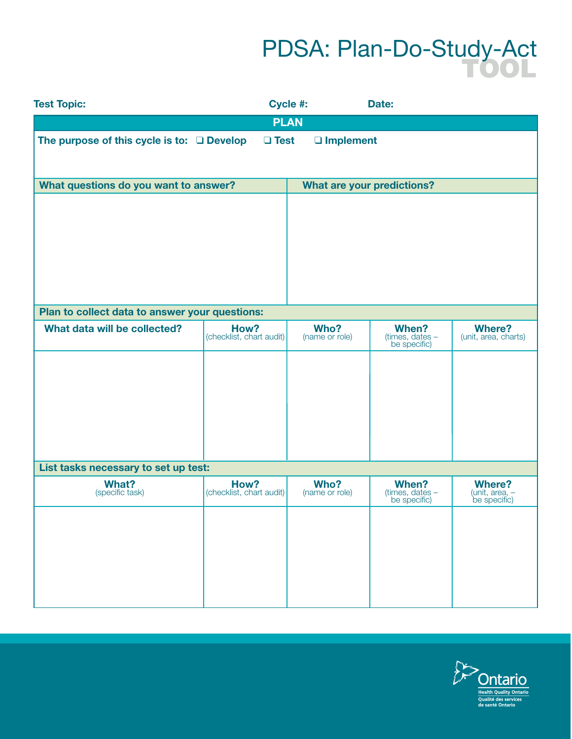# PDSA: Plan-Do-Study-Act TOOL

**Test Topic:** **Cycle #:** **Date:**

## PLAN

**The purpose of this cycle is to:** ❑ **Develop** ❑ **Test** ❑ **Implement**

| What questions do you want to answer? | What are your predictions? |
| --- | --- |
| | |

**Plan to collect data to answer your questions:**

| What data will be collected? | How? (checklist, chart audit) | Who? (name or role) | When? (times, dates – be specific) | Where? (unit, area, charts) |
| --- | --- | --- | --- | --- |
| | | | | |

**List tasks necessary to set up test:**

| What? (specific task) | How? (checklist, chart audit) | Who? (name or role) | When? (times, dates – be specific) | Where? (unit, area, – be specific) |
| --- | --- | --- | --- | --- |
| | | | | |

Ontario
Health Quality Ontario
Qualité des services de santé Ontario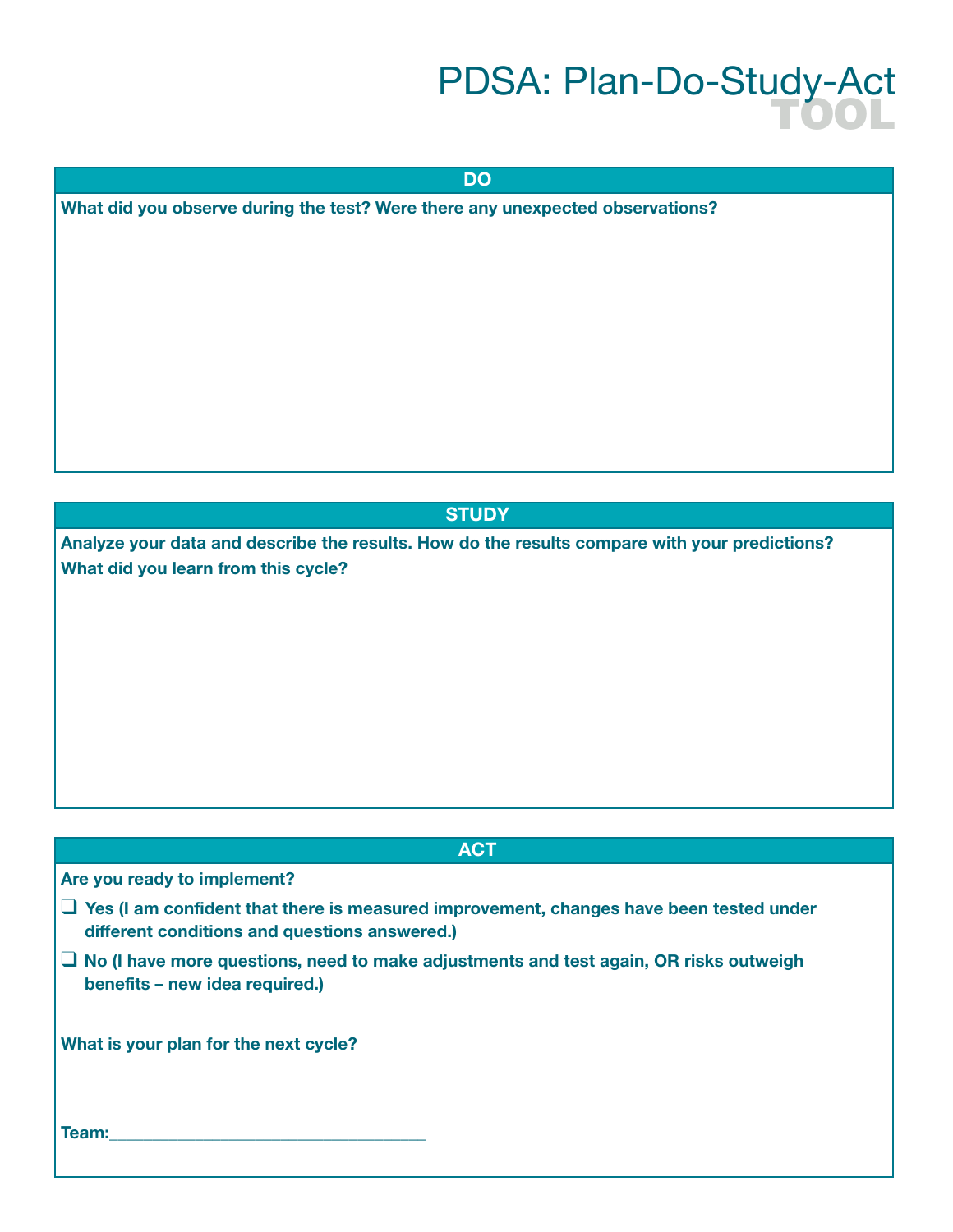# PDSA: Plan-Do-Study-Act TOOL

## DO

**What did you observe during the test? Were there any unexpected observations?**

## STUDY

**Analyze your data and describe the results. How do the results compare with your predictions?**
**What did you learn from this cycle?**

## ACT

**Are you ready to implement?**

- ❑ **Yes (I am confident that there is measured improvement, changes have been tested under different conditions and questions answered.)**
- ❑ **No (I have more questions, need to make adjustments and test again, OR risks outweigh benefits – new idea required.)**

**What is your plan for the next cycle?**

**Team:**___________________________________